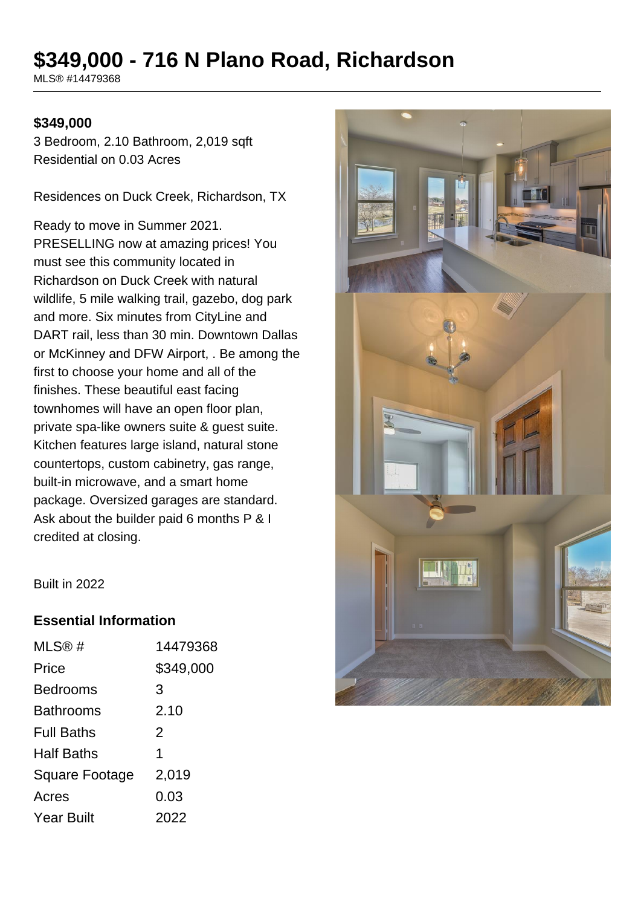# $349,000 - 716 N Plano Road, Richardson

MLS® #14479368

**$349,000**

3 Bedroom, 2.10 Bathroom, 2,019 sqft
Residential on 0.03 Acres

Residences on Duck Creek, Richardson, TX

Ready to move in Summer 2021. PRESELLING now at amazing prices! You must see this community located in Richardson on Duck Creek with natural wildlife, 5 mile walking trail, gazebo, dog park and more. Six minutes from CityLine and DART rail, less than 30 min. Downtown Dallas or McKinney and DFW Airport, . Be among the first to choose your home and all of the finishes. These beautiful east facing townhomes will have an open floor plan, private spa-like owners suite & guest suite. Kitchen features large island, natural stone countertops, custom cabinetry, gas range, built-in microwave, and a smart home package. Oversized garages are standard. Ask about the builder paid 6 months P & I credited at closing.

Built in 2022

## Essential Information

| | |
|---|---|
| MLS® # | 14479368 |
| Price | $349,000 |
| Bedrooms | 3 |
| Bathrooms | 2.10 |
| Full Baths | 2 |
| Half Baths | 1 |
| Square Footage | 2,019 |
| Acres | 0.03 |
| Year Built | 2022 |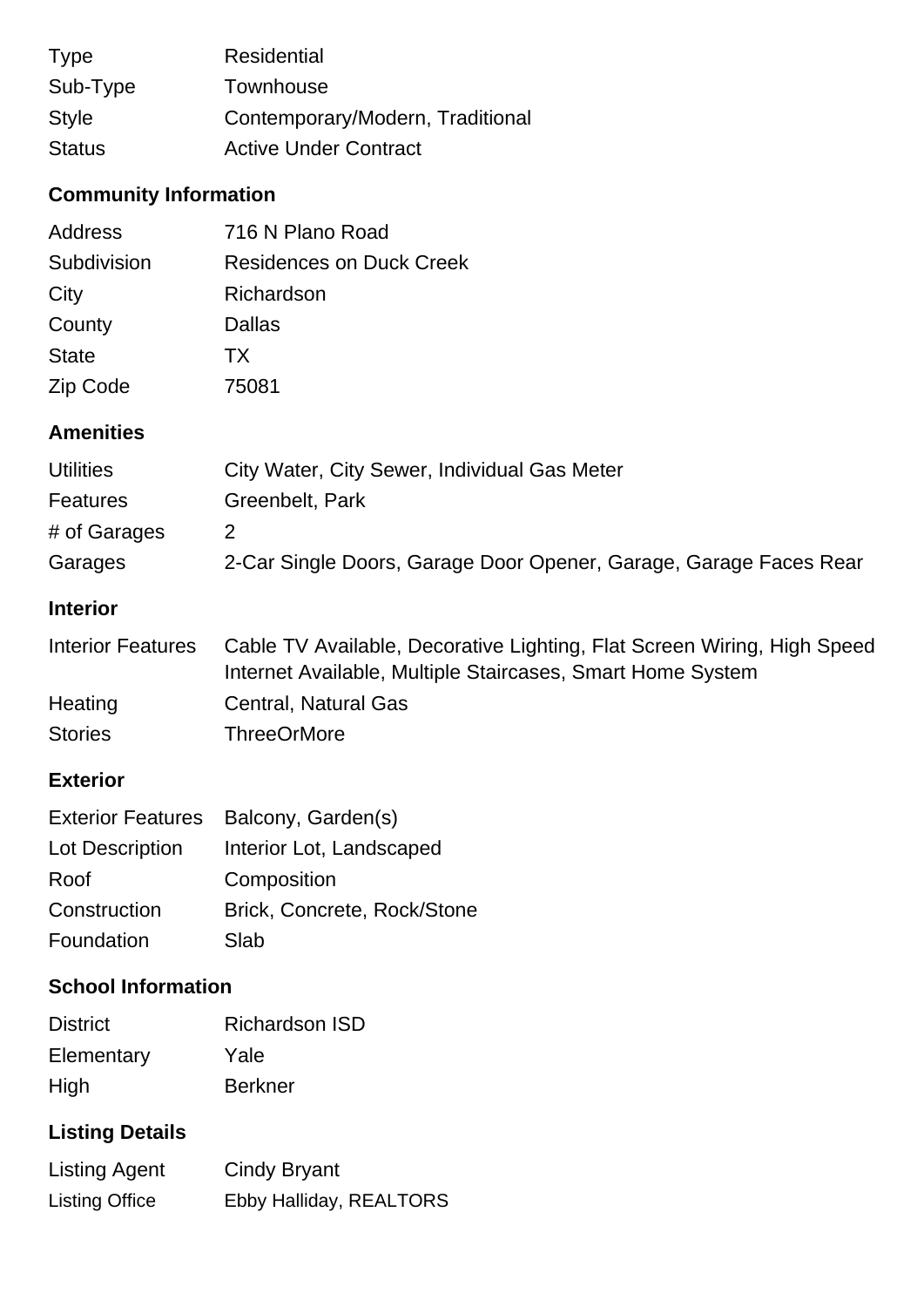| | |
|---|---|
| Type | Residential |
| Sub-Type | Townhouse |
| Style | Contemporary/Modern, Traditional |
| Status | Active Under Contract |

## Community Information

| | |
|---|---|
| Address | 716 N Plano Road |
| Subdivision | Residences on Duck Creek |
| City | Richardson |
| County | Dallas |
| State | TX |
| Zip Code | 75081 |

## Amenities

| | |
|---|---|
| Utilities | City Water, City Sewer, Individual Gas Meter |
| Features | Greenbelt, Park |
| # of Garages | 2 |
| Garages | 2-Car Single Doors, Garage Door Opener, Garage, Garage Faces Rear |

## Interior

| | |
|---|---|
| Interior Features | Cable TV Available, Decorative Lighting, Flat Screen Wiring, High Speed Internet Available, Multiple Staircases, Smart Home System |
| Heating | Central, Natural Gas |
| Stories | ThreeOrMore |

## Exterior

| | |
|---|---|
| Exterior Features | Balcony, Garden(s) |
| Lot Description | Interior Lot, Landscaped |
| Roof | Composition |
| Construction | Brick, Concrete, Rock/Stone |
| Foundation | Slab |

## School Information

| | |
|---|---|
| District | Richardson ISD |
| Elementary | Yale |
| High | Berkner |

## Listing Details

| | |
|---|---|
| Listing Agent | Cindy Bryant |
| Listing Office | Ebby Halliday, REALTORS |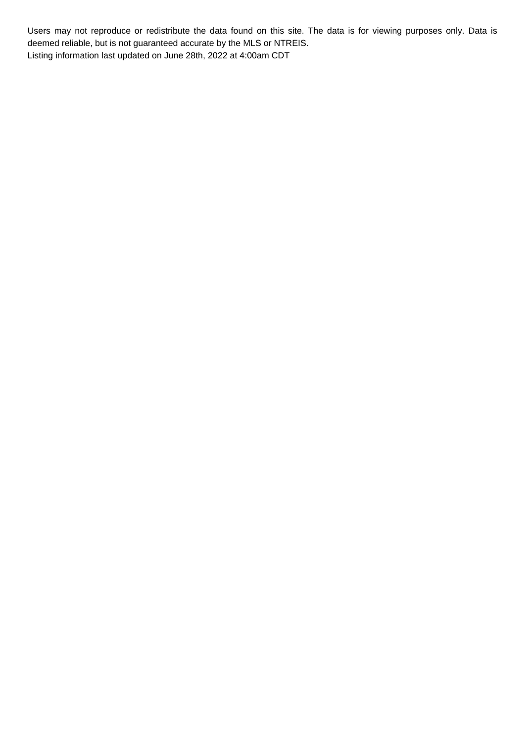Users may not reproduce or redistribute the data found on this site. The data is for viewing purposes only. Data is deemed reliable, but is not guaranteed accurate by the MLS or NTREIS.
Listing information last updated on June 28th, 2022 at 4:00am CDT